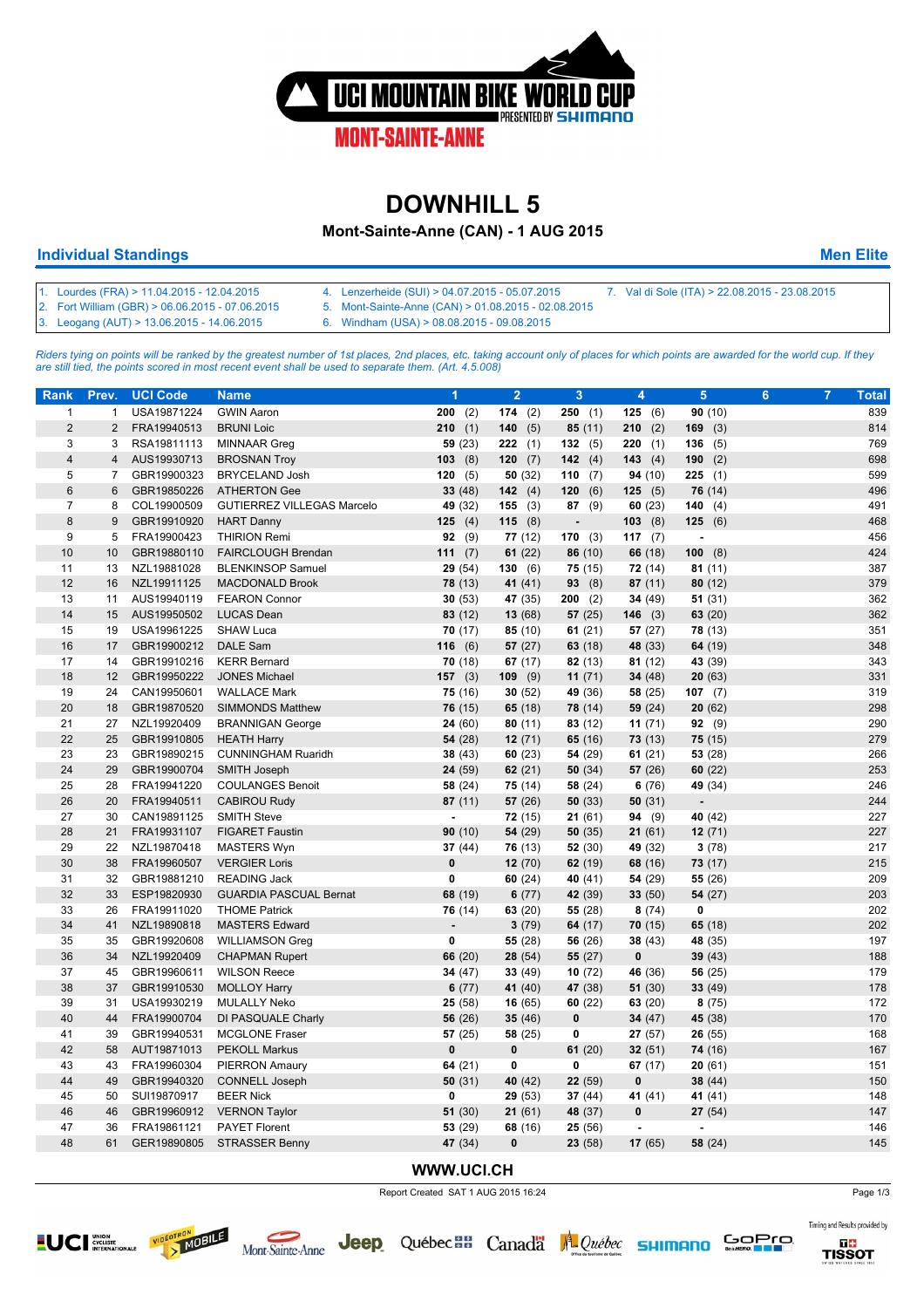UCI MOUNTAIN BIKE WORLD CUP PRESENTED BY SHIMANO

MONT-SAINTE-ANNE

# DOWNHILL 5

## Mont-Sainte-Anne (CAN) - 1 AUG 2015

**Individual Standings** **Men Elite**

| | | |
|---|---|---|
| 1. Lourdes (FRA) > 11.04.2015 - 12.04.2015 | 4. Lenzerheide (SUI) > 04.07.2015 - 05.07.2015 | 7. Val di Sole (ITA) > 22.08.2015 - 23.08.2015 |
| 2. Fort William (GBR) > 06.06.2015 - 07.06.2015 | 5. Mont-Sainte-Anne (CAN) > 01.08.2015 - 02.08.2015 | |
| 3. Leogang (AUT) > 13.06.2015 - 14.06.2015 | 6. Windham (USA) > 08.08.2015 - 09.08.2015 | |

*Riders tying on points will be ranked by the greatest number of 1st places, 2nd places, etc. taking account only of places for which points are awarded for the world cup. If they are still tied, the points scored in most recent event shall be used to separate them. (Art. 4.5.008)*

| Rank | Prev. | UCI Code | Name | 1 | 2 | 3 | 4 | 5 | 6 | 7 | Total |
|---|---|---|---|---|---|---|---|---|---|---|---|
| 1 | 1 | USA19871224 | GWIN Aaron | **200** (2) | **174** (2) | **250** (1) | **125** (6) | **90** (10) | | | 839 |
| 2 | 2 | FRA19940513 | BRUNI Loic | **210** (1) | **140** (5) | **85** (11) | **210** (2) | **169** (3) | | | 814 |
| 3 | 3 | RSA19811113 | MINNAAR Greg | **59** (23) | **222** (1) | **132** (5) | **220** (1) | **136** (5) | | | 769 |
| 4 | 4 | AUS19930713 | BROSNAN Troy | **103** (8) | **120** (7) | **142** (4) | **143** (4) | **190** (2) | | | 698 |
| 5 | 7 | GBR19900323 | BRYCELAND Josh | **120** (5) | **50** (32) | **110** (7) | **94** (10) | **225** (1) | | | 599 |
| 6 | 6 | GBR19850226 | ATHERTON Gee | **33** (48) | **142** (4) | **120** (6) | **125** (5) | **76** (14) | | | 496 |
| 7 | 8 | COL19900509 | GUTIERREZ VILLEGAS Marcelo | **49** (32) | **155** (3) | **87** (9) | **60** (23) | **140** (4) | | | 491 |
| 8 | 9 | GBR19910920 | HART Danny | **125** (4) | **115** (8) | - | **103** (8) | **125** (6) | | | 468 |
| 9 | 5 | FRA19900423 | THIRION Remi | **92** (9) | **77** (12) | **170** (3) | **117** (7) | - | | | 456 |
| 10 | 10 | GBR19880110 | FAIRCLOUGH Brendan | **111** (7) | **61** (22) | **86** (10) | **66** (18) | **100** (8) | | | 424 |
| 11 | 13 | NZL19881028 | BLENKINSOP Samuel | **29** (54) | **130** (6) | **75** (15) | **72** (14) | **81** (11) | | | 387 |
| 12 | 16 | NZL19911125 | MACDONALD Brook | **78** (13) | **41** (41) | **93** (8) | **87** (11) | **80** (12) | | | 379 |
| 13 | 11 | AUS19940119 | FEARON Connor | **30** (53) | **47** (35) | **200** (2) | **34** (49) | **51** (31) | | | 362 |
| 14 | 15 | AUS19950502 | LUCAS Dean | **83** (12) | **13** (68) | **57** (25) | **146** (3) | **63** (20) | | | 362 |
| 15 | 19 | USA19961225 | SHAW Luca | **70** (17) | **85** (10) | **61** (21) | **57** (27) | **78** (13) | | | 351 |
| 16 | 17 | GBR19900212 | DALE Sam | **116** (6) | **57** (27) | **63** (18) | **48** (33) | **64** (19) | | | 348 |
| 17 | 14 | GBR19910216 | KERR Bernard | **70** (18) | **67** (17) | **82** (13) | **81** (12) | **43** (39) | | | 343 |
| 18 | 12 | GBR19950222 | JONES Michael | **157** (3) | **109** (9) | **11** (71) | **34** (48) | **20** (63) | | | 331 |
| 19 | 24 | CAN19950601 | WALLACE Mark | **75** (16) | **30** (52) | **49** (36) | **58** (25) | **107** (7) | | | 319 |
| 20 | 18 | GBR19870520 | SIMMONDS Matthew | **76** (15) | **65** (18) | **78** (14) | **59** (24) | **20** (62) | | | 298 |
| 21 | 27 | NZL19920409 | BRANNIGAN George | **24** (60) | **80** (11) | **83** (12) | **11** (71) | **92** (9) | | | 290 |
| 22 | 25 | GBR19910805 | HEATH Harry | **54** (28) | **12** (71) | **65** (16) | **73** (13) | **75** (15) | | | 279 |
| 23 | 23 | GBR19890215 | CUNNINGHAM Ruaridh | **38** (43) | **60** (23) | **54** (29) | **61** (21) | **53** (28) | | | 266 |
| 24 | 29 | GBR19900704 | SMITH Joseph | **24** (59) | **62** (21) | **50** (34) | **57** (26) | **60** (22) | | | 253 |
| 25 | 28 | FRA19941220 | COULANGES Benoit | **58** (24) | **75** (14) | **58** (24) | **6** (76) | **49** (34) | | | 246 |
| 26 | 20 | FRA19940511 | CABIROU Rudy | **87** (11) | **57** (26) | **50** (33) | **50** (31) | - | | | 244 |
| 27 | 30 | CAN19891125 | SMITH Steve | - | **72** (15) | **21** (61) | **94** (9) | **40** (42) | | | 227 |
| 28 | 21 | FRA19931107 | FIGARET Faustin | **90** (10) | **54** (29) | **50** (35) | **21** (61) | **12** (71) | | | 227 |
| 29 | 22 | NZL19870418 | MASTERS Wyn | **37** (44) | **76** (13) | **52** (30) | **49** (32) | **3** (78) | | | 217 |
| 30 | 38 | FRA19960507 | VERGIER Loris | **0** | **12** (70) | **62** (19) | **68** (16) | **73** (17) | | | 215 |
| 31 | 32 | GBR19881210 | READING Jack | **0** | **60** (24) | **40** (41) | **54** (29) | **55** (26) | | | 209 |
| 32 | 33 | ESP19820930 | GUARDIA PASCUAL Bernat | **68** (19) | **6** (77) | **42** (39) | **33** (50) | **54** (27) | | | 203 |
| 33 | 26 | FRA19911020 | THOME Patrick | **76** (14) | **63** (20) | **55** (28) | **8** (74) | **0** | | | 202 |
| 34 | 41 | NZL19890818 | MASTERS Edward | - | **3** (79) | **64** (17) | **70** (15) | **65** (18) | | | 202 |
| 35 | 35 | GBR19920608 | WILLIAMSON Greg | **0** | **55** (28) | **56** (26) | **38** (43) | **48** (35) | | | 197 |
| 36 | 34 | NZL19920409 | CHAPMAN Rupert | **66** (20) | **28** (54) | **55** (27) | **0** | **39** (43) | | | 188 |
| 37 | 45 | GBR19960611 | WILSON Reece | **34** (47) | **33** (49) | **10** (72) | **46** (36) | **56** (25) | | | 179 |
| 38 | 37 | GBR19910530 | MOLLOY Harry | **6** (77) | **41** (40) | **47** (38) | **51** (30) | **33** (49) | | | 178 |
| 39 | 31 | USA19930219 | MULALLY Neko | **25** (58) | **16** (65) | **60** (22) | **63** (20) | **8** (75) | | | 172 |
| 40 | 44 | FRA19900704 | DI PASQUALE Charly | **56** (26) | **35** (46) | **0** | **34** (47) | **45** (38) | | | 170 |
| 41 | 39 | GBR19940531 | MCGLONE Fraser | **57** (25) | **58** (25) | **0** | **27** (57) | **26** (55) | | | 168 |
| 42 | 58 | AUT19871013 | PEKOLL Markus | **0** | **0** | **61** (20) | **32** (51) | **74** (16) | | | 167 |
| 43 | 43 | FRA19960304 | PIERRON Amaury | **64** (21) | **0** | **0** | **67** (17) | **20** (61) | | | 151 |
| 44 | 49 | GBR19940320 | CONNELL Joseph | **50** (31) | **40** (42) | **22** (59) | **0** | **38** (44) | | | 150 |
| 45 | 50 | SUI19870917 | BEER Nick | **0** | **29** (53) | **37** (44) | **41** (41) | **41** (41) | | | 148 |
| 46 | 46 | GBR19960912 | VERNON Taylor | **51** (30) | **21** (61) | **48** (37) | **0** | **27** (54) | | | 147 |
| 47 | 36 | FRA19861121 | PAYET Florent | **53** (29) | **68** (16) | **25** (56) | - | - | | | 146 |
| 48 | 61 | GER19890805 | STRASSER Benny | **47** (34) | **0** | **23** (58) | **17** (65) | **58** (24) | | | 145 |

**WWW.UCI.CH**

Report Created SAT 1 AUG 2015 16:24

Timing and Results provided by TISSOT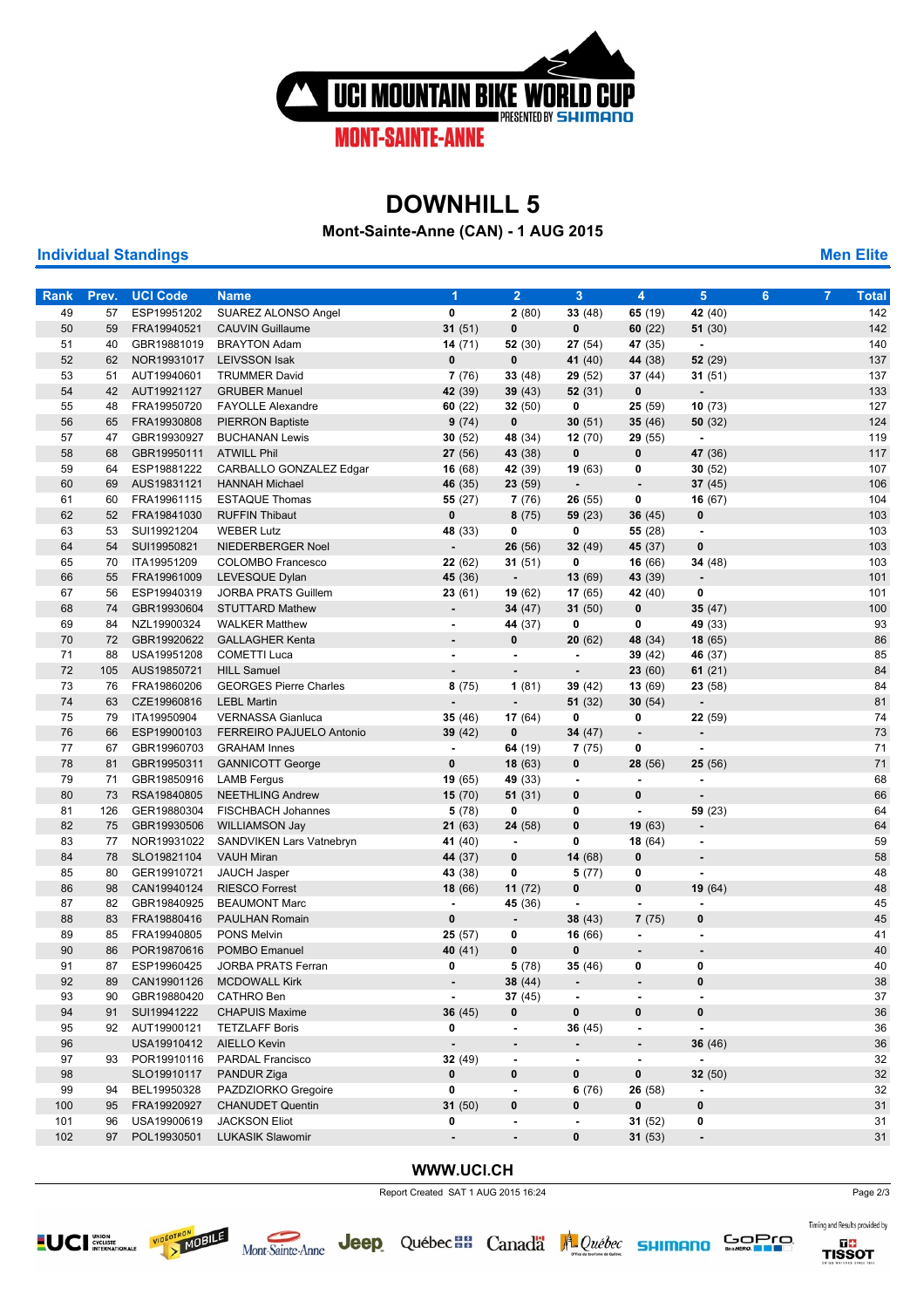# UCI MOUNTAIN BIKE WORLD CUP

PRESENTED BY SHIMANO

MONT-SAINTE-ANNE

## DOWNHILL 5

**Mont-Sainte-Anne (CAN) - 1 AUG 2015**

**Individual Standings** — **Men Elite**

| Rank | Prev. | UCI Code | Name | 1 | 2 | 3 | 4 | 5 | 6 | 7 | Total |
|---|---|---|---|---|---|---|---|---|---|---|---|
| 49 | 57 | ESP19951202 | SUAREZ ALONSO Angel | 0 | 2 (80) | 33 (48) | 65 (19) | 42 (40) | | | 142 |
| 50 | 59 | FRA19940521 | CAUVIN Guillaume | 31 (51) | 0 | 0 | 60 (22) | 51 (30) | | | 142 |
| 51 | 40 | GBR19881019 | BRAYTON Adam | 14 (71) | 52 (30) | 27 (54) | 47 (35) | - | | | 140 |
| 52 | 62 | NOR19931017 | LEIVSSON Isak | 0 | 0 | 41 (40) | 44 (38) | 52 (29) | | | 137 |
| 53 | 51 | AUT19940601 | TRUMMER David | 7 (76) | 33 (48) | 29 (52) | 37 (44) | 31 (51) | | | 137 |
| 54 | 42 | AUT19921127 | GRUBER Manuel | 42 (39) | 39 (43) | 52 (31) | 0 | - | | | 133 |
| 55 | 48 | FRA19950720 | FAYOLLE Alexandre | 60 (22) | 32 (50) | 0 | 25 (59) | 10 (73) | | | 127 |
| 56 | 65 | FRA19930808 | PIERRON Baptiste | 9 (74) | 0 | 30 (51) | 35 (46) | 50 (32) | | | 124 |
| 57 | 47 | GBR19930927 | BUCHANAN Lewis | 30 (52) | 48 (34) | 12 (70) | 29 (55) | - | | | 119 |
| 58 | 68 | GBR19950111 | ATWILL Phil | 27 (56) | 43 (38) | 0 | 0 | 47 (36) | | | 117 |
| 59 | 64 | ESP19881222 | CARBALLO GONZALEZ Edgar | 16 (68) | 42 (39) | 19 (63) | 0 | 30 (52) | | | 107 |
| 60 | 69 | AUS19831121 | HANNAH Michael | 46 (35) | 23 (59) | - | - | 37 (45) | | | 106 |
| 61 | 60 | FRA19961115 | ESTAQUE Thomas | 55 (27) | 7 (76) | 26 (55) | 0 | 16 (67) | | | 104 |
| 62 | 52 | FRA19841030 | RUFFIN Thibaut | 0 | 8 (75) | 59 (23) | 36 (45) | 0 | | | 103 |
| 63 | 53 | SUI19921204 | WEBER Lutz | 48 (33) | 0 | 0 | 55 (28) | - | | | 103 |
| 64 | 54 | SUI19950821 | NIEDERBERGER Noel | - | 26 (56) | 32 (49) | 45 (37) | 0 | | | 103 |
| 65 | 70 | ITA19951209 | COLOMBO Francesco | 22 (62) | 31 (51) | 0 | 16 (66) | 34 (48) | | | 103 |
| 66 | 55 | FRA19961009 | LEVESQUE Dylan | 45 (36) | - | 13 (69) | 43 (39) | - | | | 101 |
| 67 | 56 | ESP19940319 | JORBA PRATS Guillem | 23 (61) | 19 (62) | 17 (65) | 42 (40) | 0 | | | 101 |
| 68 | 74 | GBR19930604 | STUTTARD Mathew | - | 34 (47) | 31 (50) | 0 | 35 (47) | | | 100 |
| 69 | 84 | NZL19900324 | WALKER Matthew | - | 44 (37) | 0 | 0 | 49 (33) | | | 93 |
| 70 | 72 | GBR19920622 | GALLAGHER Kenta | - | 0 | 20 (62) | 48 (34) | 18 (65) | | | 86 |
| 71 | 88 | USA19951208 | COMETTI Luca | - | - | - | 39 (42) | 46 (37) | | | 85 |
| 72 | 105 | AUS19850721 | HILL Samuel | - | - | - | 23 (60) | 61 (21) | | | 84 |
| 73 | 76 | FRA19860206 | GEORGES Pierre Charles | 8 (75) | 1 (81) | 39 (42) | 13 (69) | 23 (58) | | | 84 |
| 74 | 63 | CZE19960816 | LEBL Martin | - | - | 51 (32) | 30 (54) | - | | | 81 |
| 75 | 79 | ITA19950904 | VERNASSA Gianluca | 35 (46) | 17 (64) | 0 | 0 | 22 (59) | | | 74 |
| 76 | 66 | ESP19900103 | FERREIRO PAJUELO Antonio | 39 (42) | 0 | 34 (47) | - | - | | | 73 |
| 77 | 67 | GBR19960703 | GRAHAM Innes | - | 64 (19) | 7 (75) | 0 | - | | | 71 |
| 78 | 81 | GBR19950311 | GANNICOTT George | 0 | 18 (63) | 0 | 28 (56) | 25 (56) | | | 71 |
| 79 | 71 | GBR19850916 | LAMB Fergus | 19 (65) | 49 (33) | - | - | - | | | 68 |
| 80 | 73 | RSA19840805 | NEETHLING Andrew | 15 (70) | 51 (31) | 0 | 0 | - | | | 66 |
| 81 | 126 | GER19880304 | FISCHBACH Johannes | 5 (78) | 0 | 0 | - | 59 (23) | | | 64 |
| 82 | 75 | GBR19930506 | WILLIAMSON Jay | 21 (63) | 24 (58) | 0 | 19 (63) | - | | | 64 |
| 83 | 77 | NOR19931022 | SANDVIKEN Lars Vatnebryn | 41 (40) | - | 0 | 18 (64) | - | | | 59 |
| 84 | 78 | SLO19821104 | VAUH Miran | 44 (37) | 0 | 14 (68) | 0 | - | | | 58 |
| 85 | 80 | GER19910721 | JAUCH Jasper | 43 (38) | 0 | 5 (77) | 0 | - | | | 48 |
| 86 | 98 | CAN19940124 | RIESCO Forrest | 18 (66) | 11 (72) | 0 | 0 | 19 (64) | | | 48 |
| 87 | 82 | GBR19840925 | BEAUMONT Marc | - | 45 (36) | - | - | - | | | 45 |
| 88 | 83 | FRA19880416 | PAULHAN Romain | 0 | - | 38 (43) | 7 (75) | 0 | | | 45 |
| 89 | 85 | FRA19940805 | PONS Melvin | 25 (57) | 0 | 16 (66) | - | - | | | 41 |
| 90 | 86 | POR19870616 | POMBO Emanuel | 40 (41) | 0 | 0 | - | - | | | 40 |
| 91 | 87 | ESP19960425 | JORBA PRATS Ferran | 0 | 5 (78) | 35 (46) | 0 | 0 | | | 40 |
| 92 | 89 | CAN19901126 | MCDOWALL Kirk | - | 38 (44) | - | - | 0 | | | 38 |
| 93 | 90 | GBR19880420 | CATHRO Ben | - | 37 (45) | - | - | - | | | 37 |
| 94 | 91 | SUI19941222 | CHAPUIS Maxime | 36 (45) | 0 | 0 | 0 | 0 | | | 36 |
| 95 | 92 | AUT19900121 | TETZLAFF Boris | 0 | - | 36 (45) | - | - | | | 36 |
| 96 | | USA19910412 | AIELLO Kevin | - | - | - | - | 36 (46) | | | 36 |
| 97 | 93 | POR19910116 | PARDAL Francisco | 32 (49) | - | - | - | - | | | 32 |
| 98 | | SLO19910117 | PANDUR Ziga | 0 | 0 | 0 | 0 | 32 (50) | | | 32 |
| 99 | 94 | BEL19950328 | PAZDZIORKO Gregoire | 0 | - | 6 (76) | 26 (58) | - | | | 32 |
| 100 | 95 | FRA19920927 | CHANUDET Quentin | 31 (50) | 0 | 0 | 0 | 0 | | | 31 |
| 101 | 96 | USA19900619 | JACKSON Eliot | 0 | - | - | 31 (52) | 0 | | | 31 |
| 102 | 97 | POL19930501 | LUKASIK Slawomir | - | - | 0 | 31 (53) | - | | | 31 |

**WWW.UCI.CH**

Report Created SAT 1 AUG 2015 16:24

Timing and Results provided by TISSOT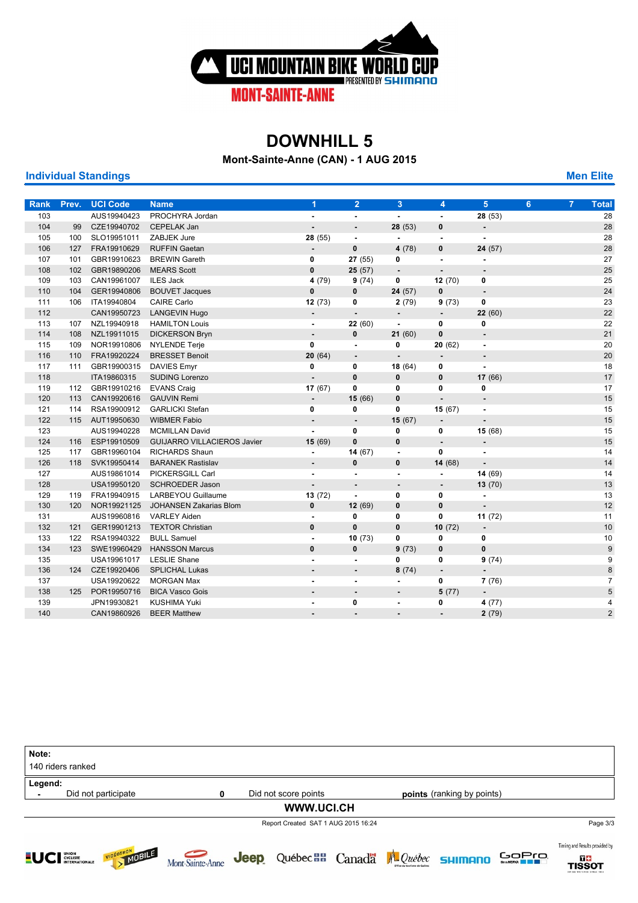UCI MOUNTAIN BIKE WORLD CUP PRESENTED BY SHIMANO

MONT-SAINTE-ANNE

# DOWNHILL 5

**Mont-Sainte-Anne (CAN) - 1 AUG 2015**

**Individual Standings** — **Men Elite**

| Rank | Prev. | UCI Code | Name | 1 | 2 | 3 | 4 | 5 | 6 | 7 | Total |
|---|---|---|---|---|---|---|---|---|---|---|---|
| 103 | | AUS19940423 | PROCHYRA Jordan | - | - | - | - | **28** (53) | | | 28 |
| 104 | 99 | CZE19940702 | CEPELAK Jan | - | - | **28** (53) | **0** | - | | | 28 |
| 105 | 100 | SLO19951011 | ZABJEK Jure | **28** (55) | - | - | - | - | | | 28 |
| 106 | 127 | FRA19910629 | RUFFIN Gaetan | - | **0** | **4** (78) | **0** | **24** (57) | | | 28 |
| 107 | 101 | GBR19910623 | BREWIN Gareth | **0** | **27** (55) | **0** | - | - | | | 27 |
| 108 | 102 | GBR19890206 | MEARS Scott | **0** | **25** (57) | - | - | - | | | 25 |
| 109 | 103 | CAN19961007 | ILES Jack | **4** (79) | **9** (74) | **0** | **12** (70) | **0** | | | 25 |
| 110 | 104 | GER19940806 | BOUVET Jacques | **0** | **0** | **24** (57) | **0** | - | | | 24 |
| 111 | 106 | ITA19940804 | CAIRE Carlo | **12** (73) | **0** | **2** (79) | **9** (73) | **0** | | | 23 |
| 112 | | CAN19950723 | LANGEVIN Hugo | - | - | - | - | **22** (60) | | | 22 |
| 113 | 107 | NZL19940918 | HAMILTON Louis | - | **22** (60) | - | **0** | **0** | | | 22 |
| 114 | 108 | NZL19911015 | DICKERSON Bryn | - | **0** | **21** (60) | **0** | - | | | 21 |
| 115 | 109 | NOR19910806 | NYLENDE Terje | **0** | - | **0** | **20** (62) | - | | | 20 |
| 116 | 110 | FRA19920224 | BRESSET Benoit | **20** (64) | - | - | - | - | | | 20 |
| 117 | 111 | GBR19900315 | DAVIES Emyr | **0** | **0** | **18** (64) | **0** | - | | | 18 |
| 118 | | ITA19860315 | SUDING Lorenzo | - | **0** | **0** | **0** | **17** (66) | | | 17 |
| 119 | 112 | GBR19910216 | EVANS Craig | **17** (67) | **0** | **0** | **0** | **0** | | | 17 |
| 120 | 113 | CAN19920616 | GAUVIN Remi | - | **15** (66) | **0** | - | - | | | 15 |
| 121 | 114 | RSA19900912 | GARLICKI Stefan | **0** | **0** | **0** | **15** (67) | - | | | 15 |
| 122 | 115 | AUT19950630 | WIBMER Fabio | - | - | **15** (67) | - | - | | | 15 |
| 123 | | AUS19940228 | MCMILLAN David | - | **0** | **0** | **0** | **15** (68) | | | 15 |
| 124 | 116 | ESP19910509 | GUIJARRO VILLACIEROS Javier | **15** (69) | **0** | **0** | - | - | | | 15 |
| 125 | 117 | GBR19960104 | RICHARDS Shaun | - | **14** (67) | - | **0** | - | | | 14 |
| 126 | 118 | SVK19950414 | BARANEK Rastislav | - | **0** | **0** | **14** (68) | - | | | 14 |
| 127 | | AUS19861014 | PICKERSGILL Carl | - | - | - | - | **14** (69) | | | 14 |
| 128 | | USA19950120 | SCHROEDER Jason | - | - | - | - | **13** (70) | | | 13 |
| 129 | 119 | FRA19940915 | LARBEYOU Guillaume | **13** (72) | - | **0** | **0** | - | | | 13 |
| 130 | 120 | NOR19921125 | JOHANSEN Zakarias Blom | **0** | **12** (69) | **0** | **0** | - | | | 12 |
| 131 | | AUS19960816 | VARLEY Aiden | - | **0** | **0** | **0** | **11** (72) | | | 11 |
| 132 | 121 | GER19901213 | TEXTOR Christian | **0** | **0** | **0** | **10** (72) | - | | | 10 |
| 133 | 122 | RSA19940322 | BULL Samuel | - | **10** (73) | **0** | **0** | **0** | | | 10 |
| 134 | 123 | SWE19960429 | HANSSON Marcus | **0** | **0** | **9** (73) | **0** | **0** | | | 9 |
| 135 | | USA19961017 | LESLIE Shane | - | - | **0** | **0** | **9** (74) | | | 9 |
| 136 | 124 | CZE19920406 | SPLICHAL Lukas | - | - | **8** (74) | - | - | | | 8 |
| 137 | | USA19920622 | MORGAN Max | - | - | - | **0** | **7** (76) | | | 7 |
| 138 | 125 | POR19950716 | BICA Vasco Gois | - | - | - | **5** (77) | - | | | 5 |
| 139 | | JPN19930821 | KUSHIMA Yuki | - | **0** | - | **0** | **4** (77) | | | 4 |
| 140 | | CAN19860926 | BEER Matthew | - | - | - | - | **2** (79) | | | 2 |

**Note:**
140 riders ranked

**Legend:**
- **-** Did not participate
- **0** Did not score points
- **points** (ranking by points)

**WWW.UCI.CH**

Report Created SAT 1 AUG 2015 16:24

Timing and Results provided by TISSOT